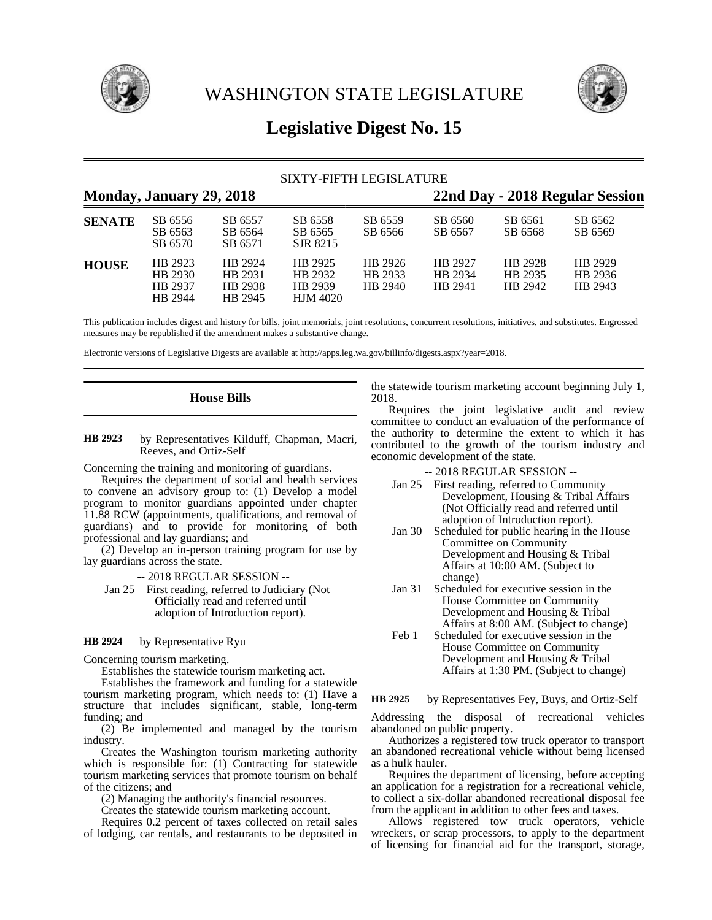# WASHINGTON STATE LEGISLATURE

## Legislative Digest No. 15

SIXTY-FIFTH LEGISLATURE

**Monday, January 29, 2018** **22nd Day - 2018 Regular Session**

| | | | | | | | |
|---|---|---|---|---|---|---|---|
| **SENATE** | SB 6556 | SB 6557 | SB 6558 | SB 6559 | SB 6560 | SB 6561 | SB 6562 |
| | SB 6563 | SB 6564 | SB 6565 | SB 6566 | SB 6567 | SB 6568 | SB 6569 |
| | SB 6570 | SB 6571 | SJR 8215 | | | | |
| **HOUSE** | HB 2923 | HB 2924 | HB 2925 | HB 2926 | HB 2927 | HB 2928 | HB 2929 |
| | HB 2930 | HB 2931 | HB 2932 | HB 2933 | HB 2934 | HB 2935 | HB 2936 |
| | HB 2937 | HB 2938 | HB 2939 | HB 2940 | HB 2941 | HB 2942 | HB 2943 |
| | HB 2944 | HB 2945 | HJM 4020 | | | | |

This publication includes digest and history for bills, joint memorials, joint resolutions, concurrent resolutions, initiatives, and substitutes. Engrossed measures may be republished if the amendment makes a substantive change.

Electronic versions of Legislative Digests are available at http://apps.leg.wa.gov/billinfo/digests.aspx?year=2018.

### House Bills

**HB 2923** by Representatives Kilduff, Chapman, Macri, Reeves, and Ortiz-Self

Concerning the training and monitoring of guardians.

Requires the department of social and health services to convene an advisory group to: (1) Develop a model program to monitor guardians appointed under chapter 11.88 RCW (appointments, qualifications, and removal of guardians) and to provide for monitoring of both professional and lay guardians; and

(2) Develop an in-person training program for use by lay guardians across the state.

-- 2018 REGULAR SESSION --

Jan 25 First reading, referred to Judiciary (Not Officially read and referred until adoption of Introduction report).

**HB 2924** by Representative Ryu

Concerning tourism marketing.

Establishes the statewide tourism marketing act.

Establishes the framework and funding for a statewide tourism marketing program, which needs to: (1) Have a structure that includes significant, stable, long-term funding; and

(2) Be implemented and managed by the tourism industry.

Creates the Washington tourism marketing authority which is responsible for: (1) Contracting for statewide tourism marketing services that promote tourism on behalf of the citizens; and

(2) Managing the authority's financial resources.

Creates the statewide tourism marketing account.

Requires 0.2 percent of taxes collected on retail sales of lodging, car rentals, and restaurants to be deposited in the statewide tourism marketing account beginning July 1, 2018.

Requires the joint legislative audit and review committee to conduct an evaluation of the performance of the authority to determine the extent to which it has contributed to the growth of the tourism industry and economic development of the state.

-- 2018 REGULAR SESSION --

Jan 25 First reading, referred to Community Development, Housing & Tribal Affairs (Not Officially read and referred until adoption of Introduction report).

Jan 30 Scheduled for public hearing in the House Committee on Community Development and Housing & Tribal Affairs at 10:00 AM. (Subject to change)

Jan 31 Scheduled for executive session in the House Committee on Community Development and Housing & Tribal Affairs at 8:00 AM. (Subject to change)

Feb 1 Scheduled for executive session in the House Committee on Community Development and Housing & Tribal Affairs at 1:30 PM. (Subject to change)

**HB 2925** by Representatives Fey, Buys, and Ortiz-Self

Addressing the disposal of recreational vehicles abandoned on public property.

Authorizes a registered tow truck operator to transport an abandoned recreational vehicle without being licensed as a hulk hauler.

Requires the department of licensing, before accepting an application for a registration for a recreational vehicle, to collect a six-dollar abandoned recreational disposal fee from the applicant in addition to other fees and taxes.

Allows registered tow truck operators, vehicle wreckers, or scrap processors, to apply to the department of licensing for financial aid for the transport, storage,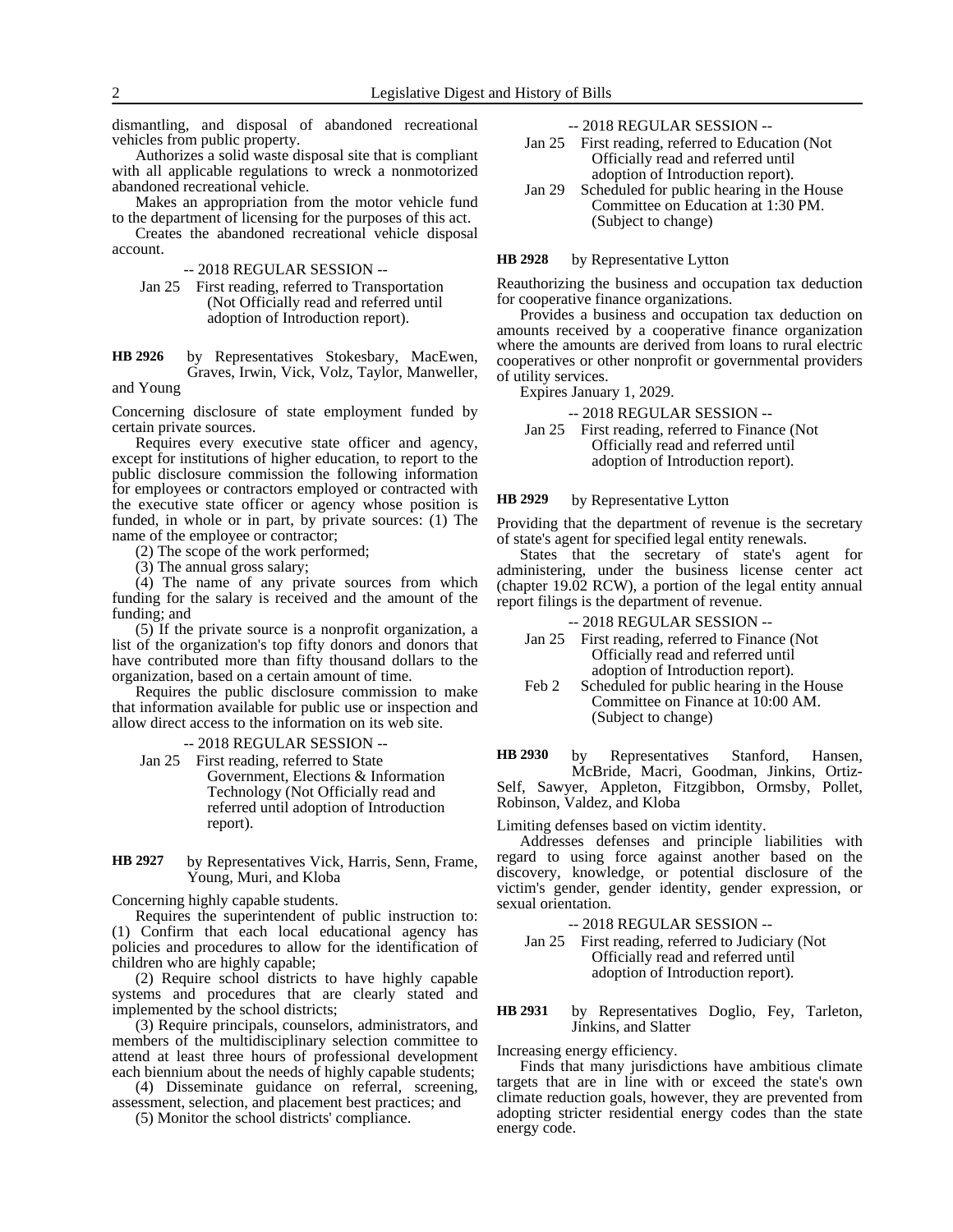dismantling, and disposal of abandoned recreational vehicles from public property.

Authorizes a solid waste disposal site that is compliant with all applicable regulations to wreck a nonmotorized abandoned recreational vehicle.

Makes an appropriation from the motor vehicle fund to the department of licensing for the purposes of this act.

Creates the abandoned recreational vehicle disposal account.

-- 2018 REGULAR SESSION --

Jan 25 First reading, referred to Transportation (Not Officially read and referred until adoption of Introduction report).

**HB 2926** by Representatives Stokesbary, MacEwen, Graves, Irwin, Vick, Volz, Taylor, Manweller, and Young

Concerning disclosure of state employment funded by certain private sources.

Requires every executive state officer and agency, except for institutions of higher education, to report to the public disclosure commission the following information for employees or contractors employed or contracted with the executive state officer or agency whose position is funded, in whole or in part, by private sources: (1) The name of the employee or contractor;

(2) The scope of the work performed;

(3) The annual gross salary;

(4) The name of any private sources from which funding for the salary is received and the amount of the funding; and

(5) If the private source is a nonprofit organization, a list of the organization's top fifty donors and donors that have contributed more than fifty thousand dollars to the organization, based on a certain amount of time.

Requires the public disclosure commission to make that information available for public use or inspection and allow direct access to the information on its web site.

-- 2018 REGULAR SESSION --

Jan 25 First reading, referred to State Government, Elections & Information Technology (Not Officially read and referred until adoption of Introduction report).

**HB 2927** by Representatives Vick, Harris, Senn, Frame, Young, Muri, and Kloba

Concerning highly capable students.

Requires the superintendent of public instruction to: (1) Confirm that each local educational agency has policies and procedures to allow for the identification of children who are highly capable;

(2) Require school districts to have highly capable systems and procedures that are clearly stated and implemented by the school districts;

(3) Require principals, counselors, administrators, and members of the multidisciplinary selection committee to attend at least three hours of professional development each biennium about the needs of highly capable students;

(4) Disseminate guidance on referral, screening, assessment, selection, and placement best practices; and

(5) Monitor the school districts' compliance.

-- 2018 REGULAR SESSION --

Jan 25 First reading, referred to Education (Not Officially read and referred until adoption of Introduction report).

Jan 29 Scheduled for public hearing in the House Committee on Education at 1:30 PM. (Subject to change)

**HB 2928** by Representative Lytton

Reauthorizing the business and occupation tax deduction for cooperative finance organizations.

Provides a business and occupation tax deduction on amounts received by a cooperative finance organization where the amounts are derived from loans to rural electric cooperatives or other nonprofit or governmental providers of utility services.

Expires January 1, 2029.

-- 2018 REGULAR SESSION --

Jan 25 First reading, referred to Finance (Not Officially read and referred until adoption of Introduction report).

**HB 2929** by Representative Lytton

Providing that the department of revenue is the secretary of state's agent for specified legal entity renewals.

States that the secretary of state's agent for administering, under the business license center act (chapter 19.02 RCW), a portion of the legal entity annual report filings is the department of revenue.

-- 2018 REGULAR SESSION --

Jan 25 First reading, referred to Finance (Not Officially read and referred until adoption of Introduction report).

Feb 2 Scheduled for public hearing in the House Committee on Finance at 10:00 AM. (Subject to change)

**HB 2930** by Representatives Stanford, Hansen, McBride, Macri, Goodman, Jinkins, Ortiz-Self, Sawyer, Appleton, Fitzgibbon, Ormsby, Pollet, Robinson, Valdez, and Kloba

Limiting defenses based on victim identity.

Addresses defenses and principle liabilities with regard to using force against another based on the discovery, knowledge, or potential disclosure of the victim's gender, gender identity, gender expression, or sexual orientation.

-- 2018 REGULAR SESSION --

Jan 25 First reading, referred to Judiciary (Not Officially read and referred until adoption of Introduction report).

**HB 2931** by Representatives Doglio, Fey, Tarleton, Jinkins, and Slatter

Increasing energy efficiency.

Finds that many jurisdictions have ambitious climate targets that are in line with or exceed the state's own climate reduction goals, however, they are prevented from adopting stricter residential energy codes than the state energy code.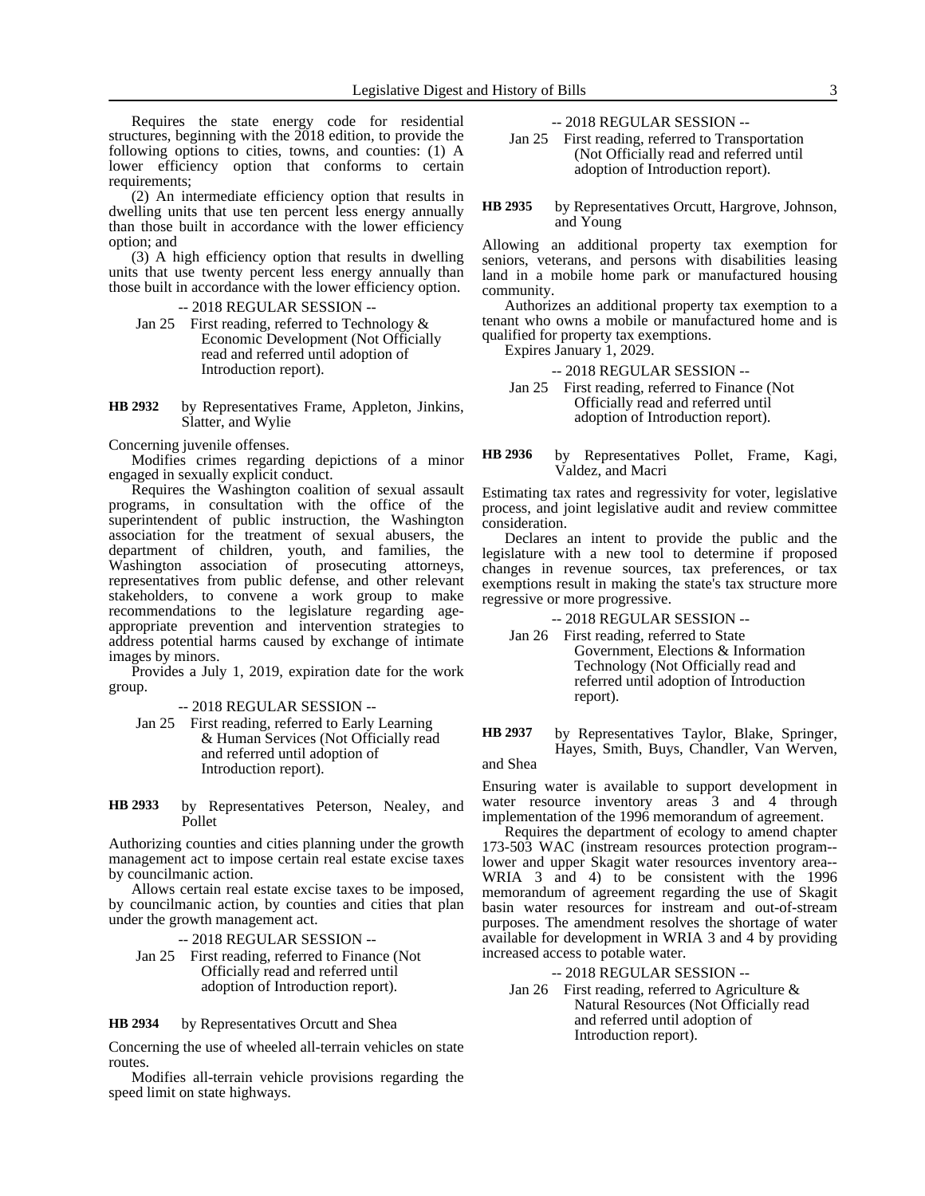Requires the state energy code for residential structures, beginning with the 2018 edition, to provide the following options to cities, towns, and counties: (1) A lower efficiency option that conforms to certain requirements;

(2) An intermediate efficiency option that results in dwelling units that use ten percent less energy annually than those built in accordance with the lower efficiency option; and

(3) A high efficiency option that results in dwelling units that use twenty percent less energy annually than those built in accordance with the lower efficiency option.

-- 2018 REGULAR SESSION --

Jan 25 First reading, referred to Technology & Economic Development (Not Officially read and referred until adoption of Introduction report).

**HB 2932** by Representatives Frame, Appleton, Jinkins, Slatter, and Wylie

Concerning juvenile offenses.

Modifies crimes regarding depictions of a minor engaged in sexually explicit conduct.

Requires the Washington coalition of sexual assault programs, in consultation with the office of the superintendent of public instruction, the Washington association for the treatment of sexual abusers, the department of children, youth, and families, the Washington association of prosecuting attorneys, representatives from public defense, and other relevant stakeholders, to convene a work group to make recommendations to the legislature regarding age-appropriate prevention and intervention strategies to address potential harms caused by exchange of intimate images by minors.

Provides a July 1, 2019, expiration date for the work group.

-- 2018 REGULAR SESSION --

Jan 25 First reading, referred to Early Learning & Human Services (Not Officially read and referred until adoption of Introduction report).

**HB 2933** by Representatives Peterson, Nealey, and Pollet

Authorizing counties and cities planning under the growth management act to impose certain real estate excise taxes by councilmanic action.

Allows certain real estate excise taxes to be imposed, by councilmanic action, by counties and cities that plan under the growth management act.

-- 2018 REGULAR SESSION --

Jan 25 First reading, referred to Finance (Not Officially read and referred until adoption of Introduction report).

**HB 2934** by Representatives Orcutt and Shea

Concerning the use of wheeled all-terrain vehicles on state routes.

Modifies all-terrain vehicle provisions regarding the speed limit on state highways.

-- 2018 REGULAR SESSION --

Jan 25 First reading, referred to Transportation (Not Officially read and referred until adoption of Introduction report).

**HB 2935** by Representatives Orcutt, Hargrove, Johnson, and Young

Allowing an additional property tax exemption for seniors, veterans, and persons with disabilities leasing land in a mobile home park or manufactured housing community.

Authorizes an additional property tax exemption to a tenant who owns a mobile or manufactured home and is qualified for property tax exemptions.

Expires January 1, 2029.

-- 2018 REGULAR SESSION --

Jan 25 First reading, referred to Finance (Not Officially read and referred until adoption of Introduction report).

**HB 2936** by Representatives Pollet, Frame, Kagi, Valdez, and Macri

Estimating tax rates and regressivity for voter, legislative process, and joint legislative audit and review committee consideration.

Declares an intent to provide the public and the legislature with a new tool to determine if proposed changes in revenue sources, tax preferences, or tax exemptions result in making the state's tax structure more regressive or more progressive.

-- 2018 REGULAR SESSION --

Jan 26 First reading, referred to State Government, Elections & Information Technology (Not Officially read and referred until adoption of Introduction report).

**HB 2937** by Representatives Taylor, Blake, Springer, Hayes, Smith, Buys, Chandler, Van Werven, and Shea

Ensuring water is available to support development in water resource inventory areas 3 and 4 through implementation of the 1996 memorandum of agreement.

Requires the department of ecology to amend chapter 173-503 WAC (instream resources protection program--lower and upper Skagit water resources inventory area--WRIA 3 and 4) to be consistent with the 1996 memorandum of agreement regarding the use of Skagit basin water resources for instream and out-of-stream purposes. The amendment resolves the shortage of water available for development in WRIA 3 and 4 by providing increased access to potable water.

-- 2018 REGULAR SESSION --

Jan 26 First reading, referred to Agriculture & Natural Resources (Not Officially read and referred until adoption of Introduction report).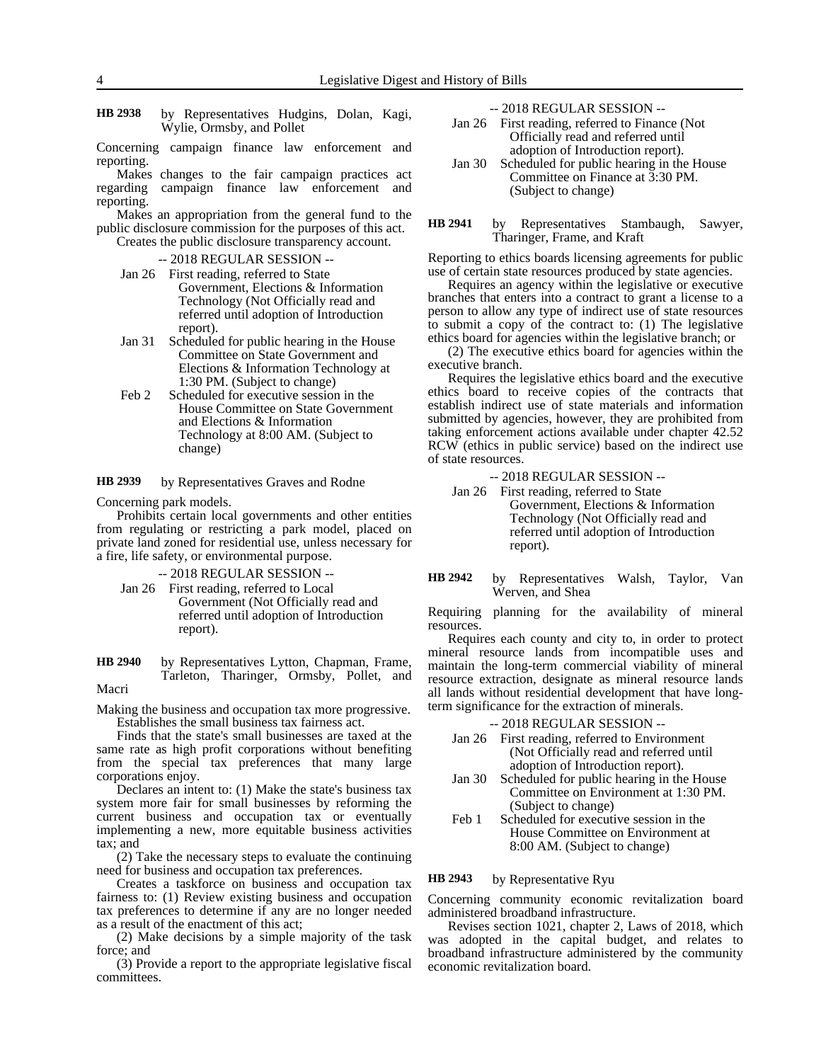**HB 2938** by Representatives Hudgins, Dolan, Kagi, Wylie, Ormsby, and Pollet

Concerning campaign finance law enforcement and reporting.

Makes changes to the fair campaign practices act regarding campaign finance law enforcement and reporting.

Makes an appropriation from the general fund to the public disclosure commission for the purposes of this act.

Creates the public disclosure transparency account.

-- 2018 REGULAR SESSION --

Jan 26 First reading, referred to State Government, Elections & Information Technology (Not Officially read and referred until adoption of Introduction report).

Jan 31 Scheduled for public hearing in the House Committee on State Government and Elections & Information Technology at 1:30 PM. (Subject to change)

Feb 2 Scheduled for executive session in the House Committee on State Government and Elections & Information Technology at 8:00 AM. (Subject to change)

**HB 2939** by Representatives Graves and Rodne

Concerning park models.

Prohibits certain local governments and other entities from regulating or restricting a park model, placed on private land zoned for residential use, unless necessary for a fire, life safety, or environmental purpose.

-- 2018 REGULAR SESSION --

Jan 26 First reading, referred to Local Government (Not Officially read and referred until adoption of Introduction report).

**HB 2940** by Representatives Lytton, Chapman, Frame, Tarleton, Tharinger, Ormsby, Pollet, and Macri

Making the business and occupation tax more progressive.

Establishes the small business tax fairness act.

Finds that the state's small businesses are taxed at the same rate as high profit corporations without benefiting from the special tax preferences that many large corporations enjoy.

Declares an intent to: (1) Make the state's business tax system more fair for small businesses by reforming the current business and occupation tax or eventually implementing a new, more equitable business activities tax; and

(2) Take the necessary steps to evaluate the continuing need for business and occupation tax preferences.

Creates a taskforce on business and occupation tax fairness to: (1) Review existing business and occupation tax preferences to determine if any are no longer needed as a result of the enactment of this act;

(2) Make decisions by a simple majority of the task force; and

(3) Provide a report to the appropriate legislative fiscal committees.

-- 2018 REGULAR SESSION --

Jan 26 First reading, referred to Finance (Not Officially read and referred until adoption of Introduction report).

Jan 30 Scheduled for public hearing in the House Committee on Finance at 3:30 PM. (Subject to change)

**HB 2941** by Representatives Stambaugh, Sawyer, Tharinger, Frame, and Kraft

Reporting to ethics boards licensing agreements for public use of certain state resources produced by state agencies.

Requires an agency within the legislative or executive branches that enters into a contract to grant a license to a person to allow any type of indirect use of state resources to submit a copy of the contract to: (1) The legislative ethics board for agencies within the legislative branch; or

(2) The executive ethics board for agencies within the executive branch.

Requires the legislative ethics board and the executive ethics board to receive copies of the contracts that establish indirect use of state materials and information submitted by agencies, however, they are prohibited from taking enforcement actions available under chapter 42.52 RCW (ethics in public service) based on the indirect use of state resources.

-- 2018 REGULAR SESSION --

Jan 26 First reading, referred to State Government, Elections & Information Technology (Not Officially read and referred until adoption of Introduction report).

**HB 2942** by Representatives Walsh, Taylor, Van Werven, and Shea

Requiring planning for the availability of mineral resources.

Requires each county and city to, in order to protect mineral resource lands from incompatible uses and maintain the long-term commercial viability of mineral resource extraction, designate as mineral resource lands all lands without residential development that have long-term significance for the extraction of minerals.

-- 2018 REGULAR SESSION --

Jan 26 First reading, referred to Environment (Not Officially read and referred until adoption of Introduction report).

Jan 30 Scheduled for public hearing in the House Committee on Environment at 1:30 PM. (Subject to change)

Feb 1 Scheduled for executive session in the House Committee on Environment at 8:00 AM. (Subject to change)

**HB 2943** by Representative Ryu

Concerning community economic revitalization board administered broadband infrastructure.

Revises section 1021, chapter 2, Laws of 2018, which was adopted in the capital budget, and relates to broadband infrastructure administered by the community economic revitalization board.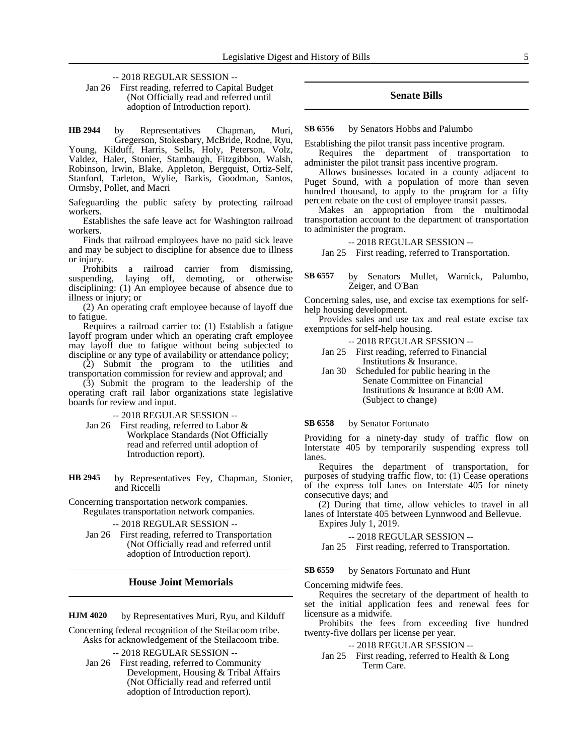-- 2018 REGULAR SESSION --

Jan 26 First reading, referred to Capital Budget (Not Officially read and referred until adoption of Introduction report).

**HB 2944** by Representatives Chapman, Muri, Gregerson, Stokesbary, McBride, Rodne, Ryu, Young, Kilduff, Harris, Sells, Holy, Peterson, Volz, Valdez, Haler, Stonier, Stambaugh, Fitzgibbon, Walsh, Robinson, Irwin, Blake, Appleton, Bergquist, Ortiz-Self, Stanford, Tarleton, Wylie, Barkis, Goodman, Santos, Ormsby, Pollet, and Macri

Safeguarding the public safety by protecting railroad workers.

Establishes the safe leave act for Washington railroad workers.

Finds that railroad employees have no paid sick leave and may be subject to discipline for absence due to illness or injury.

Prohibits a railroad carrier from dismissing, suspending, laying off, demoting, or otherwise disciplining: (1) An employee because of absence due to illness or injury; or

(2) An operating craft employee because of layoff due to fatigue.

Requires a railroad carrier to: (1) Establish a fatigue layoff program under which an operating craft employee may layoff due to fatigue without being subjected to discipline or any type of availability or attendance policy;

(2) Submit the program to the utilities and transportation commission for review and approval; and

(3) Submit the program to the leadership of the operating craft rail labor organizations state legislative boards for review and input.

-- 2018 REGULAR SESSION --

Jan 26 First reading, referred to Labor & Workplace Standards (Not Officially read and referred until adoption of Introduction report).

**HB 2945** by Representatives Fey, Chapman, Stonier, and Riccelli

Concerning transportation network companies.

Regulates transportation network companies.

-- 2018 REGULAR SESSION --

Jan 26 First reading, referred to Transportation (Not Officially read and referred until adoption of Introduction report).

## House Joint Memorials

**HJM 4020** by Representatives Muri, Ryu, and Kilduff

Concerning federal recognition of the Steilacoom tribe.

Asks for acknowledgement of the Steilacoom tribe.

-- 2018 REGULAR SESSION --

Jan 26 First reading, referred to Community Development, Housing & Tribal Affairs (Not Officially read and referred until adoption of Introduction report).

## Senate Bills

**SB 6556** by Senators Hobbs and Palumbo

Establishing the pilot transit pass incentive program.

Requires the department of transportation to administer the pilot transit pass incentive program.

Allows businesses located in a county adjacent to Puget Sound, with a population of more than seven hundred thousand, to apply to the program for a fifty percent rebate on the cost of employee transit passes.

Makes an appropriation from the multimodal transportation account to the department of transportation to administer the program.

-- 2018 REGULAR SESSION --

Jan 25 First reading, referred to Transportation.

**SB 6557** by Senators Mullet, Warnick, Palumbo, Zeiger, and O'Ban

Concerning sales, use, and excise tax exemptions for self-help housing development.

Provides sales and use tax and real estate excise tax exemptions for self-help housing.

-- 2018 REGULAR SESSION --

Jan 25 First reading, referred to Financial Institutions & Insurance.

Jan 30 Scheduled for public hearing in the Senate Committee on Financial Institutions & Insurance at 8:00 AM. (Subject to change)

**SB 6558** by Senator Fortunato

Providing for a ninety-day study of traffic flow on Interstate 405 by temporarily suspending express toll lanes.

Requires the department of transportation, for purposes of studying traffic flow, to: (1) Cease operations of the express toll lanes on Interstate 405 for ninety consecutive days; and

(2) During that time, allow vehicles to travel in all lanes of Interstate 405 between Lynnwood and Bellevue.

Expires July 1, 2019.

-- 2018 REGULAR SESSION --

Jan 25 First reading, referred to Transportation.

**SB 6559** by Senators Fortunato and Hunt

Concerning midwife fees.

Requires the secretary of the department of health to set the initial application fees and renewal fees for licensure as a midwife.

Prohibits the fees from exceeding five hundred twenty-five dollars per license per year.

-- 2018 REGULAR SESSION --

Jan 25 First reading, referred to Health & Long Term Care.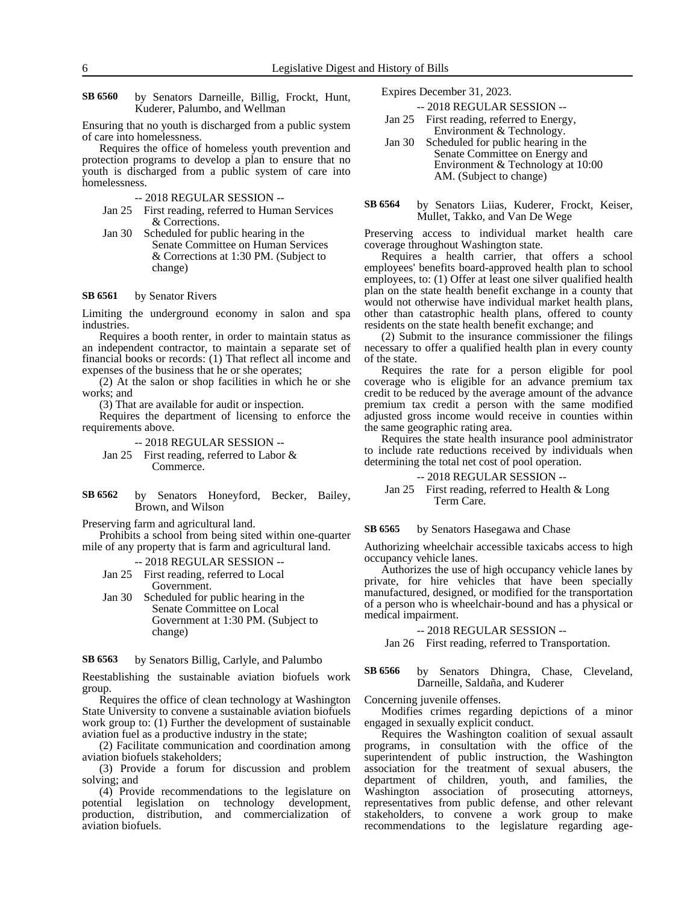**SB 6560** by Senators Darneille, Billig, Frockt, Hunt, Kuderer, Palumbo, and Wellman

Ensuring that no youth is discharged from a public system of care into homelessness.

Requires the office of homeless youth prevention and protection programs to develop a plan to ensure that no youth is discharged from a public system of care into homelessness.

-- 2018 REGULAR SESSION --

Jan 25 First reading, referred to Human Services & Corrections.

Jan 30 Scheduled for public hearing in the Senate Committee on Human Services & Corrections at 1:30 PM. (Subject to change)

**SB 6561** by Senator Rivers

Limiting the underground economy in salon and spa industries.

Requires a booth renter, in order to maintain status as an independent contractor, to maintain a separate set of financial books or records: (1) That reflect all income and expenses of the business that he or she operates;

(2) At the salon or shop facilities in which he or she works; and

(3) That are available for audit or inspection.

Requires the department of licensing to enforce the requirements above.

-- 2018 REGULAR SESSION --

Jan 25 First reading, referred to Labor & Commerce.

**SB 6562** by Senators Honeyford, Becker, Bailey, Brown, and Wilson

Preserving farm and agricultural land.

Prohibits a school from being sited within one-quarter mile of any property that is farm and agricultural land.

-- 2018 REGULAR SESSION --

Jan 25 First reading, referred to Local Government.

Jan 30 Scheduled for public hearing in the Senate Committee on Local Government at 1:30 PM. (Subject to change)

**SB 6563** by Senators Billig, Carlyle, and Palumbo

Reestablishing the sustainable aviation biofuels work group.

Requires the office of clean technology at Washington State University to convene a sustainable aviation biofuels work group to: (1) Further the development of sustainable aviation fuel as a productive industry in the state;

(2) Facilitate communication and coordination among aviation biofuels stakeholders;

(3) Provide a forum for discussion and problem solving; and

(4) Provide recommendations to the legislature on potential legislation on technology development, production, distribution, and commercialization of aviation biofuels.

Expires December 31, 2023.

-- 2018 REGULAR SESSION --

Jan 25 First reading, referred to Energy, Environment & Technology.

Jan 30 Scheduled for public hearing in the Senate Committee on Energy and Environment & Technology at 10:00 AM. (Subject to change)

**SB 6564** by Senators Liias, Kuderer, Frockt, Keiser, Mullet, Takko, and Van De Wege

Preserving access to individual market health care coverage throughout Washington state.

Requires a health carrier, that offers a school employees' benefits board-approved health plan to school employees, to: (1) Offer at least one silver qualified health plan on the state health benefit exchange in a county that would not otherwise have individual market health plans, other than catastrophic health plans, offered to county residents on the state health benefit exchange; and

(2) Submit to the insurance commissioner the filings necessary to offer a qualified health plan in every county of the state.

Requires the rate for a person eligible for pool coverage who is eligible for an advance premium tax credit to be reduced by the average amount of the advance premium tax credit a person with the same modified adjusted gross income would receive in counties within the same geographic rating area.

Requires the state health insurance pool administrator to include rate reductions received by individuals when determining the total net cost of pool operation.

-- 2018 REGULAR SESSION --

Jan 25 First reading, referred to Health & Long Term Care.

**SB 6565** by Senators Hasegawa and Chase

Authorizing wheelchair accessible taxicabs access to high occupancy vehicle lanes.

Authorizes the use of high occupancy vehicle lanes by private, for hire vehicles that have been specially manufactured, designed, or modified for the transportation of a person who is wheelchair-bound and has a physical or medical impairment.

-- 2018 REGULAR SESSION --

Jan 26 First reading, referred to Transportation.

**SB 6566** by Senators Dhingra, Chase, Cleveland, Darneille, Saldaña, and Kuderer

Concerning juvenile offenses.

Modifies crimes regarding depictions of a minor engaged in sexually explicit conduct.

Requires the Washington coalition of sexual assault programs, in consultation with the office of the superintendent of public instruction, the Washington association for the treatment of sexual abusers, the department of children, youth, and families, the Washington association of prosecuting attorneys, representatives from public defense, and other relevant stakeholders, to convene a work group to make recommendations to the legislature regarding age-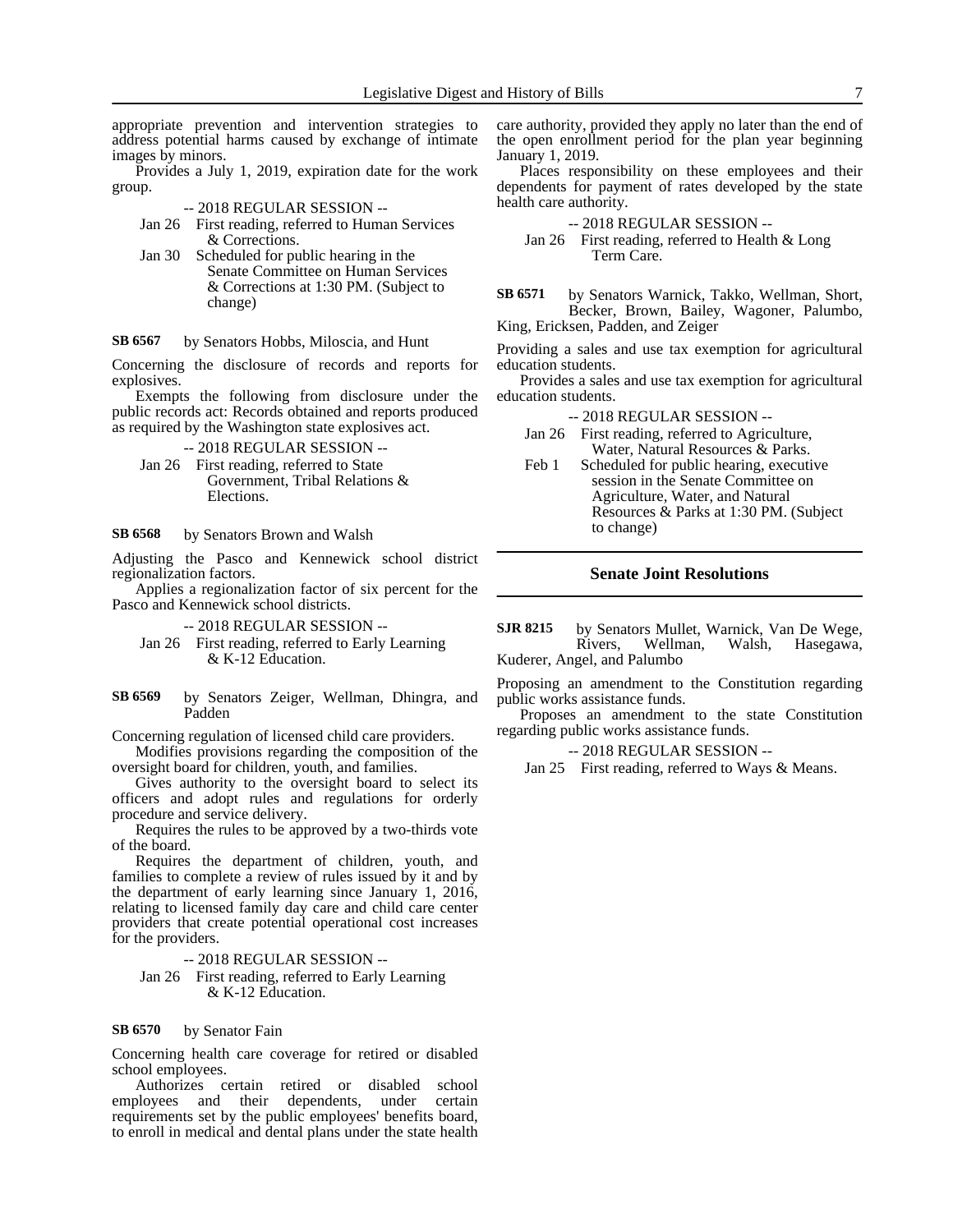appropriate prevention and intervention strategies to address potential harms caused by exchange of intimate images by minors.

Provides a July 1, 2019, expiration date for the work group.

-- 2018 REGULAR SESSION --

Jan 26 First reading, referred to Human Services & Corrections.

Jan 30 Scheduled for public hearing in the Senate Committee on Human Services & Corrections at 1:30 PM. (Subject to change)

**SB 6567** by Senators Hobbs, Miloscia, and Hunt

Concerning the disclosure of records and reports for explosives.

Exempts the following from disclosure under the public records act: Records obtained and reports produced as required by the Washington state explosives act.

-- 2018 REGULAR SESSION --

Jan 26 First reading, referred to State Government, Tribal Relations & Elections.

**SB 6568** by Senators Brown and Walsh

Adjusting the Pasco and Kennewick school district regionalization factors.

Applies a regionalization factor of six percent for the Pasco and Kennewick school districts.

-- 2018 REGULAR SESSION --

Jan 26 First reading, referred to Early Learning & K-12 Education.

**SB 6569** by Senators Zeiger, Wellman, Dhingra, and Padden

Concerning regulation of licensed child care providers.

Modifies provisions regarding the composition of the oversight board for children, youth, and families.

Gives authority to the oversight board to select its officers and adopt rules and regulations for orderly procedure and service delivery.

Requires the rules to be approved by a two-thirds vote of the board.

Requires the department of children, youth, and families to complete a review of rules issued by it and by the department of early learning since January 1, 2016, relating to licensed family day care and child care center providers that create potential operational cost increases for the providers.

-- 2018 REGULAR SESSION --

Jan 26 First reading, referred to Early Learning & K-12 Education.

**SB 6570** by Senator Fain

Concerning health care coverage for retired or disabled school employees.

Authorizes certain retired or disabled school employees and their dependents, under certain requirements set by the public employees' benefits board, to enroll in medical and dental plans under the state health care authority, provided they apply no later than the end of the open enrollment period for the plan year beginning January 1, 2019.

Places responsibility on these employees and their dependents for payment of rates developed by the state health care authority.

-- 2018 REGULAR SESSION --

Jan 26 First reading, referred to Health & Long Term Care.

**SB 6571** by Senators Warnick, Takko, Wellman, Short, Becker, Brown, Bailey, Wagoner, Palumbo, King, Ericksen, Padden, and Zeiger

Providing a sales and use tax exemption for agricultural education students.

Provides a sales and use tax exemption for agricultural education students.

-- 2018 REGULAR SESSION --

Jan 26 First reading, referred to Agriculture, Water, Natural Resources & Parks.

Feb 1 Scheduled for public hearing, executive session in the Senate Committee on Agriculture, Water, and Natural Resources & Parks at 1:30 PM. (Subject to change)

## Senate Joint Resolutions

**SJR 8215** by Senators Mullet, Warnick, Van De Wege, Rivers, Wellman, Walsh, Hasegawa, Kuderer, Angel, and Palumbo

Proposing an amendment to the Constitution regarding public works assistance funds.

Proposes an amendment to the state Constitution regarding public works assistance funds.

-- 2018 REGULAR SESSION --

Jan 25 First reading, referred to Ways & Means.